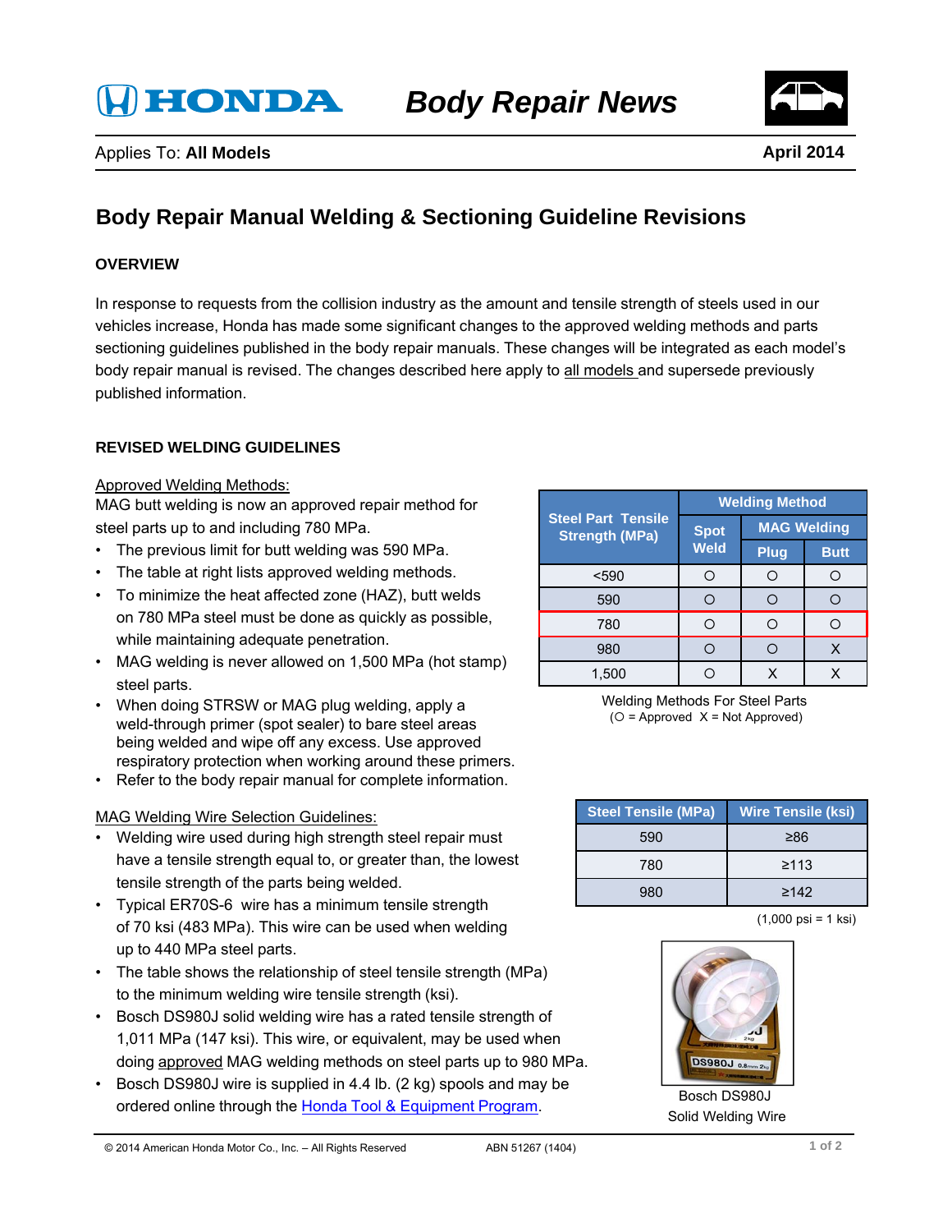# HONDA Body Repair News

Applies To: **All Models** | **April 2014**

## Body Repair Manual Welding & Sectioning Guideline Revisions

### OVERVIEW

In response to requests from the collision industry as the amount and tensile strength of steels used in our vehicles increase, Honda has made some significant changes to the approved welding methods and parts sectioning guidelines published in the body repair manuals. These changes will be integrated as each model's body repair manual is revised. The changes described here apply to all models and supersede previously published information.

### REVISED WELDING GUIDELINES

Approved Welding Methods:

MAG butt welding is now an approved repair method for steel parts up to and including 780 MPa.

- The previous limit for butt welding was 590 MPa.
- The table at right lists approved welding methods.
- To minimize the heat affected zone (HAZ), butt welds on 780 MPa steel must be done as quickly as possible, while maintaining adequate penetration.
- MAG welding is never allowed on 1,500 MPa (hot stamp) steel parts.
- When doing STRSW or MAG plug welding, apply a weld-through primer (spot sealer) to bare steel areas being welded and wipe off any excess. Use approved respiratory protection when working around these primers.
- Refer to the body repair manual for complete information.

| Steel Part Tensile Strength (MPa) | Welding Method | | |
|---|---|---|---|
| | Spot Weld | MAG Welding | |
| | | Plug | Butt |
| <590 | ○ | ○ | ○ |
| 590 | ○ | ○ | ○ |
| 780 | ○ | ○ | ○ |
| 980 | ○ | ○ | X |
| 1,500 | ○ | X | X |

Welding Methods For Steel Parts
(○ = Approved X = Not Approved)

MAG Welding Wire Selection Guidelines:

- Welding wire used during high strength steel repair must have a tensile strength equal to, or greater than, the lowest tensile strength of the parts being welded.
- Typical ER70S-6 wire has a minimum tensile strength of 70 ksi (483 MPa). This wire can be used when welding up to 440 MPa steel parts.
- The table shows the relationship of steel tensile strength (MPa) to the minimum welding wire tensile strength (ksi).
- Bosch DS980J solid welding wire has a rated tensile strength of 1,011 MPa (147 ksi). This wire, or equivalent, may be used when doing approved MAG welding methods on steel parts up to 980 MPa.
- Bosch DS980J wire is supplied in 4.4 lb. (2 kg) spools and may be ordered online through the Honda Tool & Equipment Program.

| Steel Tensile (MPa) | Wire Tensile (ksi) |
|---|---|
| 590 | ≥86 |
| 780 | ≥113 |
| 980 | ≥142 |

(1,000 psi = 1 ksi)

Bosch DS980J Solid Welding Wire

© 2014 American Honda Motor Co., Inc. – All Rights Reserved ABN 51267 (1404)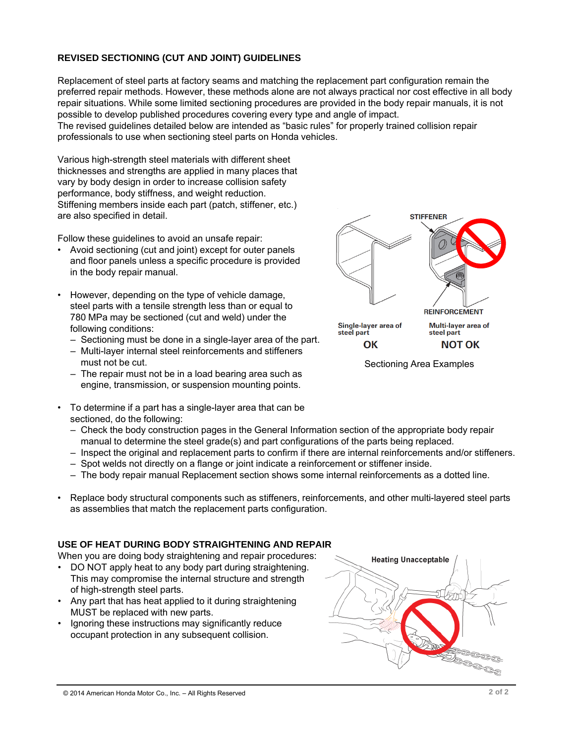## REVISED SECTIONING (CUT AND JOINT) GUIDELINES

Replacement of steel parts at factory seams and matching the replacement part configuration remain the preferred repair methods. However, these methods alone are not always practical nor cost effective in all body repair situations. While some limited sectioning procedures are provided in the body repair manuals, it is not possible to develop published procedures covering every type and angle of impact.
The revised guidelines detailed below are intended as "basic rules" for properly trained collision repair professionals to use when sectioning steel parts on Honda vehicles.

Various high-strength steel materials with different sheet thicknesses and strengths are applied in many places that vary by body design in order to increase collision safety performance, body stiffness, and weight reduction. Stiffening members inside each part (patch, stiffener, etc.) are also specified in detail.

Follow these guidelines to avoid an unsafe repair:

- Avoid sectioning (cut and joint) except for outer panels and floor panels unless a specific procedure is provided in the body repair manual.
- However, depending on the type of vehicle damage, steel parts with a tensile strength less than or equal to 780 MPa may be sectioned (cut and weld) under the following conditions:
  - Sectioning must be done in a single-layer area of the part.
  - Multi-layer internal steel reinforcements and stiffeners must not be cut.
  - The repair must not be in a load bearing area such as engine, transmission, or suspension mounting points.

STIFFENER

REINFORCEMENT

Single-layer area of steel part
**OK**

Multi-layer area of steel part
**NOT OK**

Sectioning Area Examples

- To determine if a part has a single-layer area that can be sectioned, do the following:
  - Check the body construction pages in the General Information section of the appropriate body repair manual to determine the steel grade(s) and part configurations of the parts being replaced.
  - Inspect the original and replacement parts to confirm if there are internal reinforcements and/or stiffeners.
  - Spot welds not directly on a flange or joint indicate a reinforcement or stiffener inside.
  - The body repair manual Replacement section shows some internal reinforcements as a dotted line.
- Replace body structural components such as stiffeners, reinforcements, and other multi-layered steel parts as assemblies that match the replacement parts configuration.

## USE OF HEAT DURING BODY STRAIGHTENING AND REPAIR

When you are doing body straightening and repair procedures:

- DO NOT apply heat to any body part during straightening. This may compromise the internal structure and strength of high-strength steel parts.
- Any part that has heat applied to it during straightening MUST be replaced with new parts.
- Ignoring these instructions may significantly reduce occupant protection in any subsequent collision.

Heating Unacceptable

© 2014 American Honda Motor Co., Inc. – All Rights Reserved